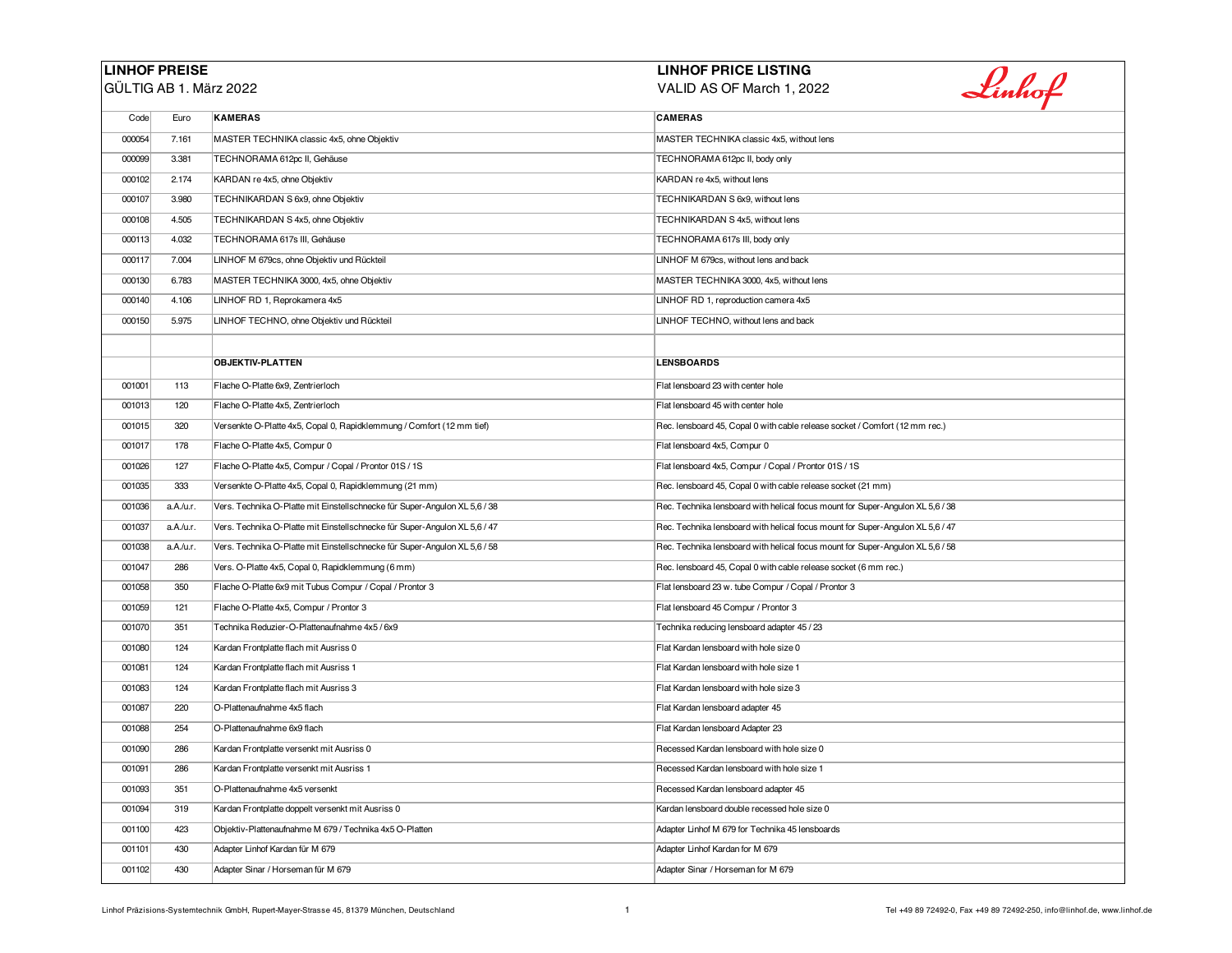**LINHOF PREISE**
GÜLTIG AB 1. März 2022

**LINHOF PRICE LISTING**
VALID AS OF March 1, 2022

| Code | Euro | KAMERAS | CAMERAS |
|---|---|---|---|
| 000054 | 7.161 | MASTER TECHNIKA classic 4x5, ohne Objektiv | MASTER TECHNIKA classic 4x5, without lens |
| 000099 | 3.381 | TECHNORAMA 612pc II, Gehäuse | TECHNORAMA 612pc II, body only |
| 000102 | 2.174 | KARDAN re 4x5, ohne Objektiv | KARDAN re 4x5, without lens |
| 000107 | 3.980 | TECHNIKARDAN S 6x9, ohne Objektiv | TECHNIKARDAN S 6x9, without lens |
| 000108 | 4.505 | TECHNIKARDAN S 4x5, ohne Objektiv | TECHNIKARDAN S 4x5, without lens |
| 000113 | 4.032 | TECHNORAMA 617s III, Gehäuse | TECHNORAMA 617s III, body only |
| 000117 | 7.004 | LINHOF M 679cs, ohne Objektiv und Rückteil | LINHOF M 679cs, without lens and back |
| 000130 | 6.783 | MASTER TECHNIKA 3000, 4x5, ohne Objektiv | MASTER TECHNIKA 3000, 4x5, without lens |
| 000140 | 4.106 | LINHOF RD 1, Reprokamera 4x5 | LINHOF RD 1, reproduction camera 4x5 |
| 000150 | 5.975 | LINHOF TECHNO, ohne Objektiv und Rückteil | LINHOF TECHNO, without lens and back |
| | | | |
| | | **OBJEKTIV-PLATTEN** | **LENSBOARDS** |
| 001001 | 113 | Flache O-Platte 6x9, Zentrierloch | Flat lensboard 23 with center hole |
| 001013 | 120 | Flache O-Platte 4x5, Zentrierloch | Flat lensboard 45 with center hole |
| 001015 | 320 | Versenkte O-Platte 4x5, Copal 0, Rapidklemmung / Comfort (12 mm tief) | Rec. lensboard 45, Copal 0 with cable release socket / Comfort (12 mm rec.) |
| 001017 | 178 | Flache O-Platte 4x5, Compur 0 | Flat lensboard 4x5, Compur 0 |
| 001026 | 127 | Flache O-Platte 4x5, Compur / Copal / Prontor 01S / 1S | Flat lensboard 4x5, Compur / Copal / Prontor 01S / 1S |
| 001035 | 333 | Versenkte O-Platte 4x5, Copal 0, Rapidklemmung (21 mm) | Rec. lensboard 45, Copal 0 with cable release socket (21 mm) |
| 001036 | a.A./u.r. | Vers. Technika O-Platte mit Einstellschnecke für Super-Angulon XL 5,6 / 38 | Rec. Technika lensboard with helical focus mount for Super-Angulon XL 5,6 / 38 |
| 001037 | a.A./u.r. | Vers. Technika O-Platte mit Einstellschnecke für Super-Angulon XL 5,6 / 47 | Rec. Technika lensboard with helical focus mount for Super-Angulon XL 5,6 / 47 |
| 001038 | a.A./u.r. | Vers. Technika O-Platte mit Einstellschnecke für Super-Angulon XL 5,6 / 58 | Rec. Technika lensboard with helical focus mount for Super-Angulon XL 5,6 / 58 |
| 001047 | 286 | Vers. O-Platte 4x5, Copal 0, Rapidklemmung (6 mm) | Rec. lensboard 45, Copal 0 with cable release socket (6 mm rec.) |
| 001058 | 350 | Flache O-Platte 6x9 mit Tubus Compur / Copal / Prontor 3 | Flat lensboard 23 w. tube Compur / Copal / Prontor 3 |
| 001059 | 121 | Flache O-Platte 4x5, Compur / Prontor 3 | Flat lensboard 45 Compur / Prontor 3 |
| 001070 | 351 | Technika Reduzier-O-Plattenaufnahme 4x5 / 6x9 | Technika reducing lensboard adapter 45 / 23 |
| 001080 | 124 | Kardan Frontplatte flach mit Ausriss 0 | Flat Kardan lensboard with hole size 0 |
| 001081 | 124 | Kardan Frontplatte flach mit Ausriss 1 | Flat Kardan lensboard with hole size 1 |
| 001083 | 124 | Kardan Frontplatte flach mit Ausriss 3 | Flat Kardan lensboard with hole size 3 |
| 001087 | 220 | O-Plattenaufnahme 4x5 flach | Flat Kardan lensboard adapter 45 |
| 001088 | 254 | O-Plattenaufnahme 6x9 flach | Flat Kardan lensboard Adapter 23 |
| 001090 | 286 | Kardan Frontplatte versenkt mit Ausriss 0 | Recessed Kardan lensboard with hole size 0 |
| 001091 | 286 | Kardan Frontplatte versenkt mit Ausriss 1 | Recessed Kardan lensboard with hole size 1 |
| 001093 | 351 | O-Plattenaufnahme 4x5 versenkt | Recessed Kardan lensboard adapter 45 |
| 001094 | 319 | Kardan Frontplatte doppelt versenkt mit Ausriss 0 | Kardan lensboard double recessed hole size 0 |
| 001100 | 423 | Objektiv-Plattenaufnahme M 679 / Technika 4x5 O-Platten | Adapter Linhof M 679 for Technika 45 lensboards |
| 001101 | 430 | Adapter Linhof Kardan für M 679 | Adapter Linhof Kardan for M 679 |
| 001102 | 430 | Adapter Sinar / Horseman für M 679 | Adapter Sinar / Horseman for M 679 |

Linhof Präzisions-Systemtechnik GmbH, Rupert-Mayer-Strasse 45, 81379 München, Deutschland — Tel +49 89 72492-0, Fax +49 89 72492-250, info@linhof.de, www.linhof.de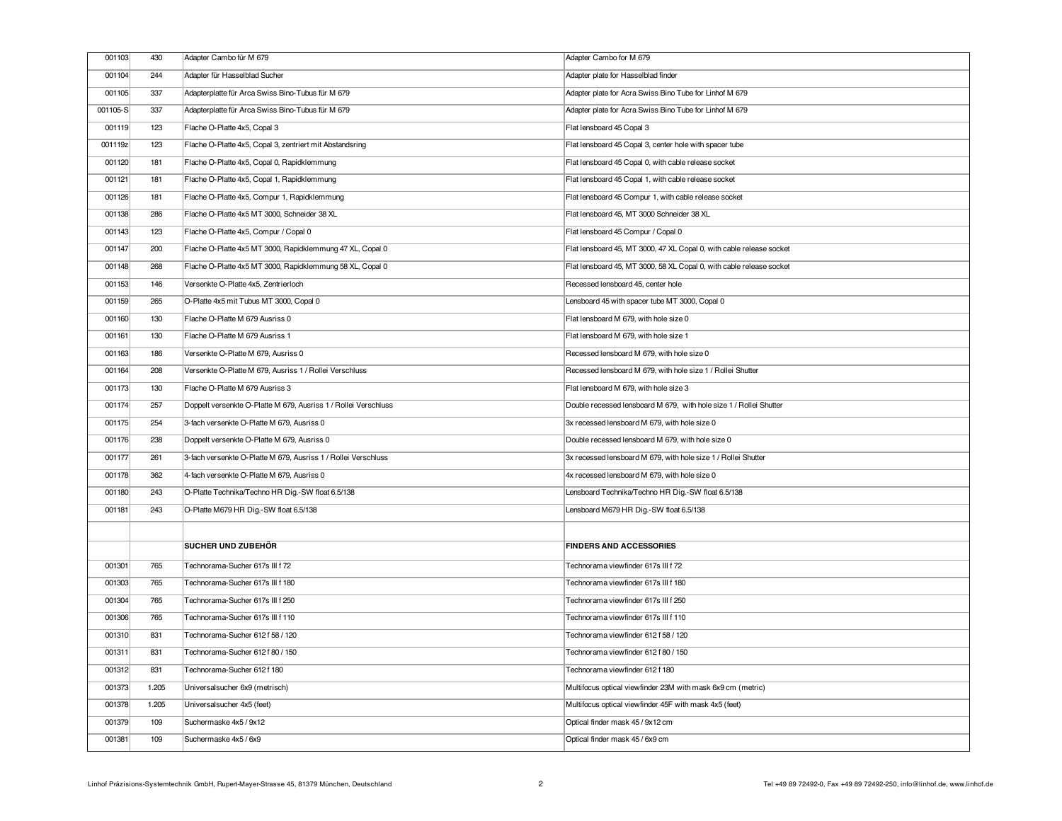| | | | |
|---|---|---|---|
| 001103 | 430 | Adapter Cambo für M 679 | Adapter Cambo for M 679 |
| 001104 | 244 | Adapter für Hasselblad Sucher | Adapter plate for Hasselblad finder |
| 001105 | 337 | Adapterplatte für Arca Swiss Bino-Tubus für M 679 | Adapter plate for Acra Swiss Bino Tube for Linhof M 679 |
| 001105-S | 337 | Adapterplatte für Arca Swiss Bino-Tubus für M 679 | Adapter plate for Acra Swiss Bino Tube for Linhof M 679 |
| 001119 | 123 | Flache O-Platte 4x5, Copal 3 | Flat lensboard 45 Copal 3 |
| 001119z | 123 | Flache O-Platte 4x5, Copal 3, zentriert mit Abstandsring | Flat lensboard 45 Copal 3, center hole with spacer tube |
| 001120 | 181 | Flache O-Platte 4x5, Copal 0, Rapidklemmung | Flat lensboard 45 Copal 0, with cable release socket |
| 001121 | 181 | Flache O-Platte 4x5, Copal 1, Rapidklemmung | Flat lensboard 45 Copal 1, with cable release socket |
| 001126 | 181 | Flache O-Platte 4x5, Compur 1, Rapidklemmung | Flat lensboard 45 Compur 1, with cable release socket |
| 001138 | 286 | Flache O-Platte 4x5 MT 3000, Schneider 38 XL | Flat lensboard 45, MT 3000 Schneider 38 XL |
| 001143 | 123 | Flache O-Platte 4x5, Compur / Copal 0 | Flat lensboard 45 Compur / Copal 0 |
| 001147 | 200 | Flache O-Platte 4x5 MT 3000, Rapidklemmung 47 XL, Copal 0 | Flat lensboard 45, MT 3000, 47 XL Copal 0, with cable release socket |
| 001148 | 268 | Flache O-Platte 4x5 MT 3000, Rapidklemmung 58 XL, Copal 0 | Flat lensboard 45, MT 3000, 58 XL Copal 0, with cable release socket |
| 001153 | 146 | Versenkte O-Platte 4x5, Zentrierloch | Recessed lensboard 45, center hole |
| 001159 | 265 | O-Platte 4x5 mit Tubus MT 3000, Copal 0 | Lensboard 45 with spacer tube MT 3000, Copal 0 |
| 001160 | 130 | Flache O-Platte M 679 Ausriss 0 | Flat lensboard M 679, with hole size 0 |
| 001161 | 130 | Flache O-Platte M 679 Ausriss 1 | Flat lensboard M 679, with hole size 1 |
| 001163 | 186 | Versenkte O-Platte M 679, Ausriss 0 | Recessed lensboard M 679, with hole size 0 |
| 001164 | 208 | Versenkte O-Platte M 679, Ausriss 1 / Rollei Verschluss | Recessed lensboard M 679, with hole size 1 / Rollei Shutter |
| 001173 | 130 | Flache O-Platte M 679 Ausriss 3 | Flat lensboard M 679, with hole size 3 |
| 001174 | 257 | Doppelt versenkte O-Platte M 679, Ausriss 1 / Rollei Verschluss | Double recessed lensboard M 679, with hole size 1 / Rollei Shutter |
| 001175 | 254 | 3-fach versenkte O-Platte M 679, Ausriss 0 | 3x recessed lensboard M 679, with hole size 0 |
| 001176 | 238 | Doppelt versenkte O-Platte M 679, Ausriss 0 | Double recessed lensboard M 679, with hole size 0 |
| 001177 | 261 | 3-fach versenkte O-Platte M 679, Ausriss 1 / Rollei Verschluss | 3x recessed lensboard M 679, with hole size 1 / Rollei Shutter |
| 001178 | 362 | 4-fach versenkte O-Platte M 679, Ausriss 0 | 4x recessed lensboard M 679, with hole size 0 |
| 001180 | 243 | O-Platte Technika/Techno HR Dig.-SW float 6.5/138 | Lensboard Technika/Techno HR Dig.-SW float 6.5/138 |
| 001181 | 243 | O-Platte M679 HR Dig.-SW float 6.5/138 | Lensboard M679 HR Dig.-SW float 6.5/138 |
| | | | |
| | | **SUCHER UND ZUBEHÖR** | **FINDERS AND ACCESSORIES** |
| 001301 | 765 | Technorama-Sucher 617s III f 72 | Technorama viewfinder 617s III f 72 |
| 001303 | 765 | Technorama-Sucher 617s III f 180 | Technorama viewfinder 617s III f 180 |
| 001304 | 765 | Technorama-Sucher 617s III f 250 | Technorama viewfinder 617s III f 250 |
| 001306 | 765 | Technorama-Sucher 617s III f 110 | Technorama viewfinder 617s III f 110 |
| 001310 | 831 | Technorama-Sucher 612 f 58 / 120 | Technorama viewfinder 612 f 58 / 120 |
| 001311 | 831 | Technorama-Sucher 612 f 80 / 150 | Technorama viewfinder 612 f 80 / 150 |
| 001312 | 831 | Technorama-Sucher 612 f 180 | Technorama viewfinder 612 f 180 |
| 001373 | 1.205 | Universalsucher 6x9 (metrisch) | Multifocus optical viewfinder 23M with mask 6x9 cm (metric) |
| 001378 | 1.205 | Universalsucher 4x5 (feet) | Multifocus optical viewfinder 45F with mask 4x5 (feet) |
| 001379 | 109 | Suchermaske 4x5 / 9x12 | Optical finder mask 45 / 9x12 cm |
| 001381 | 109 | Suchermaske 4x5 / 6x9 | Optical finder mask 45 / 6x9 cm |

Linhof Präzisions-Systemtechnik GmbH, Rupert-Mayer-Strasse 45, 81379 München, Deutschland

Tel +49 89 72492-0, Fax +49 89 72492-250, info@linhof.de, www.linhof.de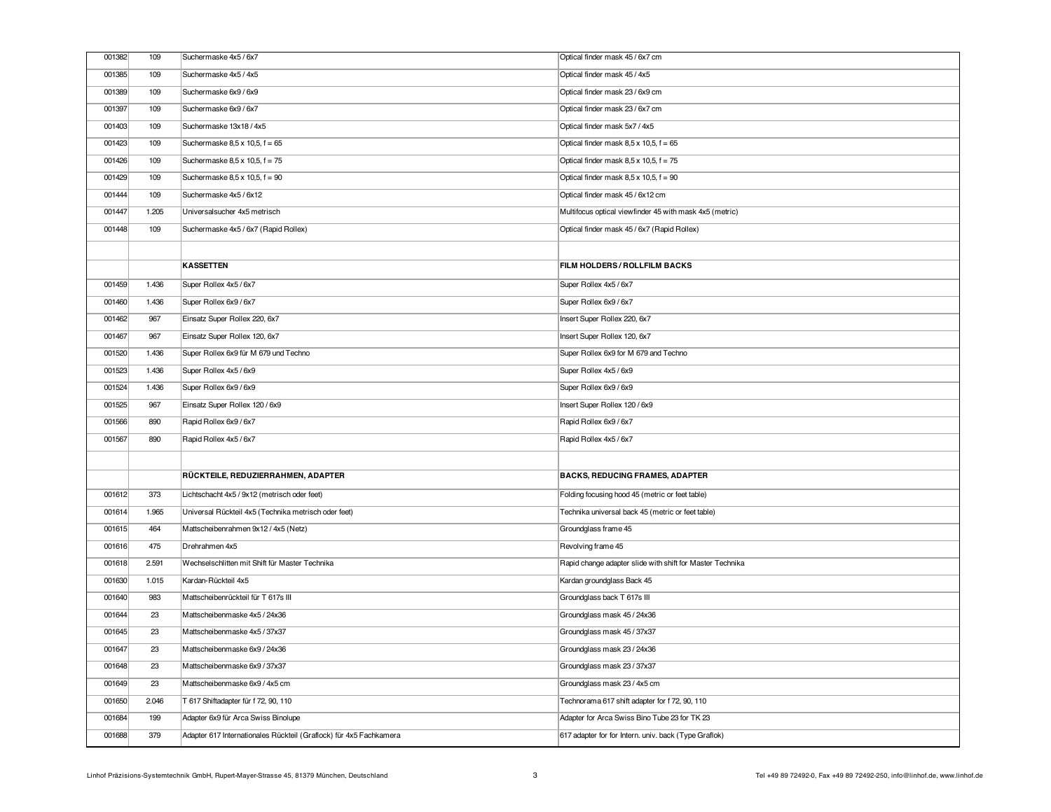| | | | |
|---|---|---|---|
| 001382 | 109 | Suchermaske 4x5 / 6x7 | Optical finder mask 45 / 6x7 cm |
| 001385 | 109 | Suchermaske 4x5 / 4x5 | Optical finder mask 45 / 4x5 |
| 001389 | 109 | Suchermaske 6x9 / 6x9 | Optical finder mask 23 / 6x9 cm |
| 001397 | 109 | Suchermaske 6x9 / 6x7 | Optical finder mask 23 / 6x7 cm |
| 001403 | 109 | Suchermaske 13x18 / 4x5 | Optical finder mask 5x7 / 4x5 |
| 001423 | 109 | Suchermaske 8,5 x 10,5, f = 65 | Optical finder mask 8,5 x 10,5, f = 65 |
| 001426 | 109 | Suchermaske 8,5 x 10,5, f = 75 | Optical finder mask 8,5 x 10,5, f = 75 |
| 001429 | 109 | Suchermaske 8,5 x 10,5, f = 90 | Optical finder mask 8,5 x 10,5, f = 90 |
| 001444 | 109 | Suchermaske 4x5 / 6x12 | Optical finder mask 45 / 6x12 cm |
| 001447 | 1.205 | Universalsucher 4x5 metrisch | Multifocus optical viewfinder 45 with mask 4x5 (metric) |
| 001448 | 109 | Suchermaske 4x5 / 6x7 (Rapid Rollex) | Optical finder mask 45 / 6x7 (Rapid Rollex) |
| | | | |
| | | **KASSETTEN** | **FILM HOLDERS / ROLLFILM BACKS** |
| 001459 | 1.436 | Super Rollex 4x5 / 6x7 | Super Rollex 4x5 / 6x7 |
| 001460 | 1.436 | Super Rollex 6x9 / 6x7 | Super Rollex 6x9 / 6x7 |
| 001462 | 967 | Einsatz Super Rollex 220, 6x7 | Insert Super Rollex 220, 6x7 |
| 001467 | 967 | Einsatz Super Rollex 120, 6x7 | Insert Super Rollex 120, 6x7 |
| 001520 | 1.436 | Super Rollex 6x9 für M 679 und Techno | Super Rollex 6x9 for M 679 and Techno |
| 001523 | 1.436 | Super Rollex 4x5 / 6x9 | Super Rollex 4x5 / 6x9 |
| 001524 | 1.436 | Super Rollex 6x9 / 6x9 | Super Rollex 6x9 / 6x9 |
| 001525 | 967 | Einsatz Super Rollex 120 / 6x9 | Insert Super Rollex 120 / 6x9 |
| 001566 | 890 | Rapid Rollex 6x9 / 6x7 | Rapid Rollex 6x9 / 6x7 |
| 001567 | 890 | Rapid Rollex 4x5 / 6x7 | Rapid Rollex 4x5 / 6x7 |
| | | | |
| | | **RÜCKTEILE, REDUZIERRAHMEN, ADAPTER** | **BACKS, REDUCING FRAMES, ADAPTER** |
| 001612 | 373 | Lichtschacht 4x5 / 9x12 (metrisch oder feet) | Folding focusing hood 45 (metric or feet table) |
| 001614 | 1.965 | Universal Rückteil 4x5 (Technika metrisch oder feet) | Technika universal back 45 (metric or feet table) |
| 001615 | 464 | Mattscheibenrahmen 9x12 / 4x5 (Netz) | Groundglass frame 45 |
| 001616 | 475 | Drehrahmen 4x5 | Revolving frame 45 |
| 001618 | 2.591 | Wechselschlitten mit Shift für Master Technika | Rapid change adapter slide with shift for Master Technika |
| 001630 | 1.015 | Kardan-Rückteil 4x5 | Kardan groundglass Back 45 |
| 001640 | 983 | Mattscheibenrückteil für T 617s III | Groundglass back T 617s III |
| 001644 | 23 | Mattscheibenmaske 4x5 / 24x36 | Groundglass mask 45 / 24x36 |
| 001645 | 23 | Mattscheibenmaske 4x5 / 37x37 | Groundglass mask 45 / 37x37 |
| 001647 | 23 | Mattscheibenmaske 6x9 / 24x36 | Groundglass mask 23 / 24x36 |
| 001648 | 23 | Mattscheibenmaske 6x9 / 37x37 | Groundglass mask 23 / 37x37 |
| 001649 | 23 | Mattscheibenmaske 6x9 / 4x5 cm | Groundglass mask 23 / 4x5 cm |
| 001650 | 2.046 | T 617 Shiftadapter für f 72, 90, 110 | Technorama 617 shift adapter for f 72, 90, 110 |
| 001684 | 199 | Adapter 6x9 für Arca Swiss Binolupe | Adapter for Arca Swiss Bino Tube 23 for TK 23 |
| 001688 | 379 | Adapter 617 Internationales Rückteil (Graflock) für 4x5 Fachkamera | 617 adapter for for Intern. univ. back (Type Graflok) |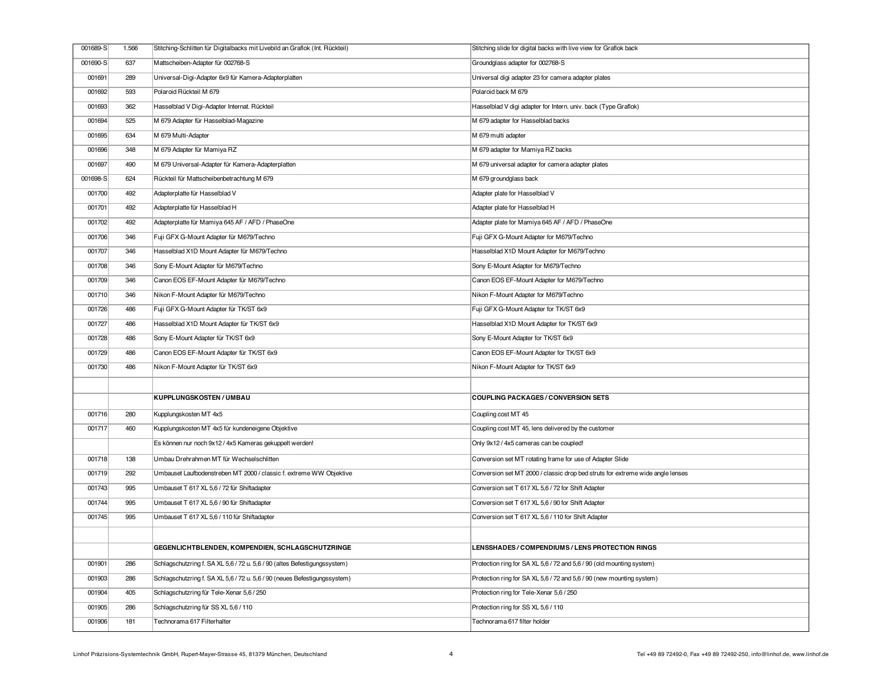| | | | |
|---|---|---|---|
| 001689-S | 1.566 | Stitching-Schlitten für Digitalbacks mit Livebild an Graflok (Int. Rückteil) | Stitching slide for digital backs with live view for Graflok back |
| 001690-S | 637 | Mattscheiben-Adapter für 002768-S | Groundglass adapter for 002768-S |
| 001691 | 289 | Universal-Digi-Adapter 6x9 für Kamera-Adapterplatten | Universal digi adapter 23 for camera adapter plates |
| 001692 | 593 | Polaroid Rückteil M 679 | Polaroid back M 679 |
| 001693 | 362 | Hasselblad V Digi-Adapter Internat. Rückteil | Hasselblad V digi adapter for Intern. univ. back (Type Graflok) |
| 001694 | 525 | M 679 Adapter für Hasselblad-Magazine | M 679 adapter for Hasselblad backs |
| 001695 | 634 | M 679 Multi-Adapter | M 679 multi adapter |
| 001696 | 348 | M 679 Adapter für Mamiya RZ | M 679 adapter for Mamiya RZ backs |
| 001697 | 490 | M 679 Universal-Adapter für Kamera-Adapterplatten | M 679 universal adapter for camera adapter plates |
| 001698-S | 624 | Rückteil für Mattscheibenbetrachtung M 679 | M 679 groundglass back |
| 001700 | 492 | Adapterplatte für Hasselblad V | Adapter plate for Hasselblad V |
| 001701 | 492 | Adapterplatte für Hasselblad H | Adapter plate for Hasselblad H |
| 001702 | 492 | Adapterplatte für Mamiya 645 AF / AFD / PhaseOne | Adapter plate for Mamiya 645 AF / AFD / PhaseOne |
| 001706 | 346 | Fuji GFX G-Mount Adapter für M679/Techno | Fuji GFX G-Mount Adapter for M679/Techno |
| 001707 | 346 | Hasselblad X1D Mount Adapter für M679/Techno | Hasselblad X1D Mount Adapter for M679/Techno |
| 001708 | 346 | Sony E-Mount Adapter für M679/Techno | Sony E-Mount Adapter for M679/Techno |
| 001709 | 346 | Canon EOS EF-Mount Adapter für M679/Techno | Canon EOS EF-Mount Adapter for M679/Techno |
| 001710 | 346 | Nikon F-Mount Adapter für M679/Techno | Nikon F-Mount Adapter for M679/Techno |
| 001726 | 486 | Fuji GFX G-Mount Adapter für TK/ST 6x9 | Fuji GFX G-Mount Adapter for TK/ST 6x9 |
| 001727 | 486 | Hasselblad X1D Mount Adapter für TK/ST 6x9 | Hasselblad X1D Mount Adapter for TK/ST 6x9 |
| 001728 | 486 | Sony E-Mount Adapter für TK/ST 6x9 | Sony E-Mount Adapter for TK/ST 6x9 |
| 001729 | 486 | Canon EOS EF-Mount Adapter für TK/ST 6x9 | Canon EOS EF-Mount Adapter for TK/ST 6x9 |
| 001730 | 486 | Nikon F-Mount Adapter für TK/ST 6x9 | Nikon F-Mount Adapter for TK/ST 6x9 |
| | | | |
| | | **KUPPLUNGSKOSTEN / UMBAU** | **COUPLING PACKAGES / CONVERSION SETS** |
| 001716 | 280 | Kupplungskosten MT 4x5 | Coupling cost MT 45 |
| 001717 | 460 | Kupplungskosten MT 4x5 für kundeneigene Objektive | Coupling cost MT 45, lens delivered by the customer |
| | | Es können nur noch 9x12 / 4x5 Kameras gekuppelt werden! | Only 9x12 / 4x5 cameras can be coupled! |
| 001718 | 138 | Umbau Drehrahmen MT für Wechselschlitten | Conversion set MT rotating frame for use of Adapter Slide |
| 001719 | 292 | Umbauset Laufbodenstreben MT 2000 / classic f. extreme WW Objektive | Conversion set MT 2000 / classic drop bed struts for extreme wide angle lenses |
| 001743 | 995 | Umbauset T 617 XL 5,6 / 72 für Shiftadapter | Conversion set T 617 XL 5,6 / 72 for Shift Adapter |
| 001744 | 995 | Umbauset T 617 XL 5,6 / 90 für Shiftadapter | Conversion set T 617 XL 5,6 / 90 for Shift Adapter |
| 001745 | 995 | Umbauset T 617 XL 5,6 / 110 für Shiftadapter | Conversion set T 617 XL 5,6 / 110 for Shift Adapter |
| | | | |
| | | **GEGENLICHTBLENDEN, KOMPENDIEN, SCHLAGSCHUTZRINGE** | **LENSSHADES / COMPENDIUMS / LENS PROTECTION RINGS** |
| 001901 | 286 | Schlagschutzring f. SA XL 5,6 / 72 u. 5,6 / 90 (altes Befestigungssystem) | Protection ring for SA XL 5,6 / 72 and 5,6 / 90 (old mounting system) |
| 001903 | 286 | Schlagschutzring f. SA XL 5,6 / 72 u. 5,6 / 90 (neues Befestigungssystem) | Protection ring for SA XL 5,6 / 72 and 5,6 / 90 (new mounting system) |
| 001904 | 405 | Schlagschutzring für Tele-Xenar 5,6 / 250 | Protection ring for Tele-Xenar 5,6 / 250 |
| 001905 | 286 | Schlagschutzring für SS XL 5,6 / 110 | Protection ring for SS XL 5,6 / 110 |
| 001906 | 181 | Technorama 617 Filterhalter | Technorama 617 filter holder |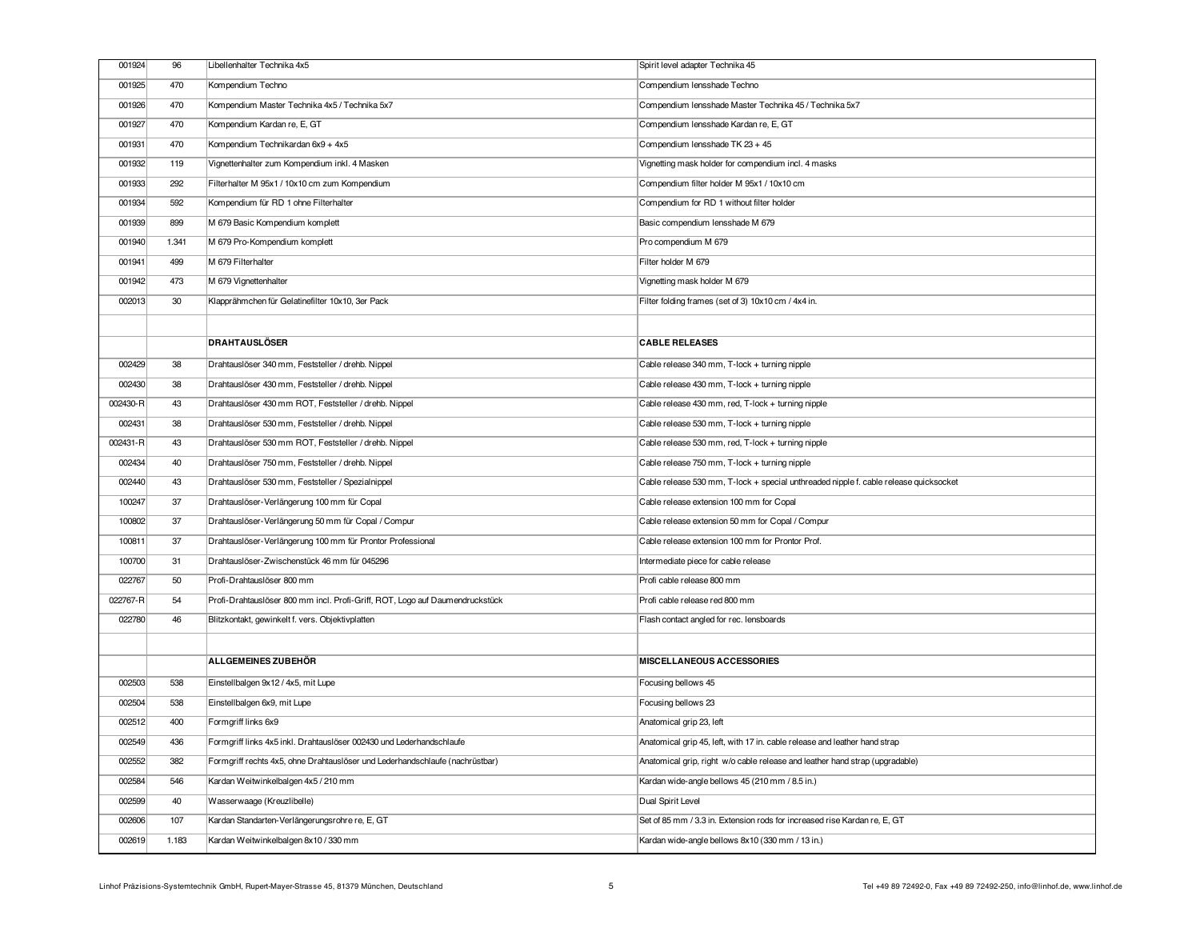| | | | |
|---|---|---|---|
| 001924 | 96 | Libellenhalter Technika 4x5 | Spirit level adapter Technika 45 |
| 001925 | 470 | Kompendium Techno | Compendium lensshade Techno |
| 001926 | 470 | Kompendium Master Technika 4x5 / Technika 5x7 | Compendium lensshade Master Technika 45 / Technika 5x7 |
| 001927 | 470 | Kompendium Kardan re, E, GT | Compendium lensshade Kardan re, E, GT |
| 001931 | 470 | Kompendium Technikardan 6x9 + 4x5 | Compendium lensshade TK 23 + 45 |
| 001932 | 119 | Vignettenhalter zum Kompendium inkl. 4 Masken | Vignetting mask holder for compendium incl. 4 masks |
| 001933 | 292 | Filterhalter M 95x1 / 10x10 cm zum Kompendium | Compendium filter holder M 95x1 / 10x10 cm |
| 001934 | 592 | Kompendium für RD 1 ohne Filterhalter | Compendium for RD 1 without filter holder |
| 001939 | 899 | M 679 Basic Kompendium komplett | Basic compendium lensshade M 679 |
| 001940 | 1.341 | M 679 Pro-Kompendium komplett | Pro compendium M 679 |
| 001941 | 499 | M 679 Filterhalter | Filter holder M 679 |
| 001942 | 473 | M 679 Vignettenhalter | Vignetting mask holder M 679 |
| 002013 | 30 | Klapprähmchen für Gelatinefilter 10x10, 3er Pack | Filter folding frames (set of 3) 10x10 cm / 4x4 in. |
| | | | |
| | | **DRAHTAUSLÖSER** | **CABLE RELEASES** |
| 002429 | 38 | Drahtauslöser 340 mm, Feststeller / drehb. Nippel | Cable release 340 mm, T-lock + turning nipple |
| 002430 | 38 | Drahtauslöser 430 mm, Feststeller / drehb. Nippel | Cable release 430 mm, T-lock + turning nipple |
| 002430-R | 43 | Drahtauslöser 430 mm ROT, Feststeller / drehb. Nippel | Cable release 430 mm, red, T-lock + turning nipple |
| 002431 | 38 | Drahtauslöser 530 mm, Feststeller / drehb. Nippel | Cable release 530 mm, T-lock + turning nipple |
| 002431-R | 43 | Drahtauslöser 530 mm ROT, Feststeller / drehb. Nippel | Cable release 530 mm, red, T-lock + turning nipple |
| 002434 | 40 | Drahtauslöser 750 mm, Feststeller / drehb. Nippel | Cable release 750 mm, T-lock + turning nipple |
| 002440 | 43 | Drahtauslöser 530 mm, Feststeller / Spezialnippel | Cable release 530 mm, T-lock + special unthreaded nipple f. cable release quicksocket |
| 100247 | 37 | Drahtauslöser-Verlängerung 100 mm für Copal | Cable release extension 100 mm for Copal |
| 100802 | 37 | Drahtauslöser-Verlängerung 50 mm für Copal / Compur | Cable release extension 50 mm for Copal / Compur |
| 100811 | 37 | Drahtauslöser-Verlängerung 100 mm für Prontor Professional | Cable release extension 100 mm for Prontor Prof. |
| 100700 | 31 | Drahtauslöser-Zwischenstück 46 mm für 045296 | Intermediate piece for cable release |
| 022767 | 50 | Profi-Drahtauslöser 800 mm | Profi cable release 800 mm |
| 022767-R | 54 | Profi-Drahtauslöser 800 mm incl. Profi-Griff, ROT, Logo auf Daumendruckstück | Profi cable release red 800 mm |
| 022780 | 46 | Blitzkontakt, gewinkelt f. vers. Objektivplatten | Flash contact angled for rec. lensboards |
| | | | |
| | | **ALLGEMEINES ZUBEHÖR** | **MISCELLANEOUS ACCESSORIES** |
| 002503 | 538 | Einstellbalgen 9x12 / 4x5, mit Lupe | Focusing bellows 45 |
| 002504 | 538 | Einstellbalgen 6x9, mit Lupe | Focusing bellows 23 |
| 002512 | 400 | Formgriff links 6x9 | Anatomical grip 23, left |
| 002549 | 436 | Formgriff links 4x5 inkl. Drahtauslöser 002430 und Lederhandschlaufe | Anatomical grip 45, left, with 17 in. cable release and leather hand strap |
| 002552 | 382 | Formgriff rechts 4x5, ohne Drahtauslöser und Lederhandschlaufe (nachrüstbar) | Anatomical grip, right w/o cable release and leather hand strap (upgradable) |
| 002584 | 546 | Kardan Weitwinkelbalgen 4x5 / 210 mm | Kardan wide-angle bellows 45 (210 mm / 8.5 in.) |
| 002599 | 40 | Wasserwaage (Kreuzlibelle) | Dual Spirit Level |
| 002606 | 107 | Kardan Standarten-Verlängerungsrohre re, E, GT | Set of 85 mm / 3.3 in. Extension rods for increased rise Kardan re, E, GT |
| 002619 | 1.183 | Kardan Weitwinkelbalgen 8x10 / 330 mm | Kardan wide-angle bellows 8x10 (330 mm / 13 in.) |

Linhof Präzisions-Systemtechnik GmbH, Rupert-Mayer-Strasse 45, 81379 München, Deutschland

Tel +49 89 72492-0, Fax +49 89 72492-250, info@linhof.de, www.linhof.de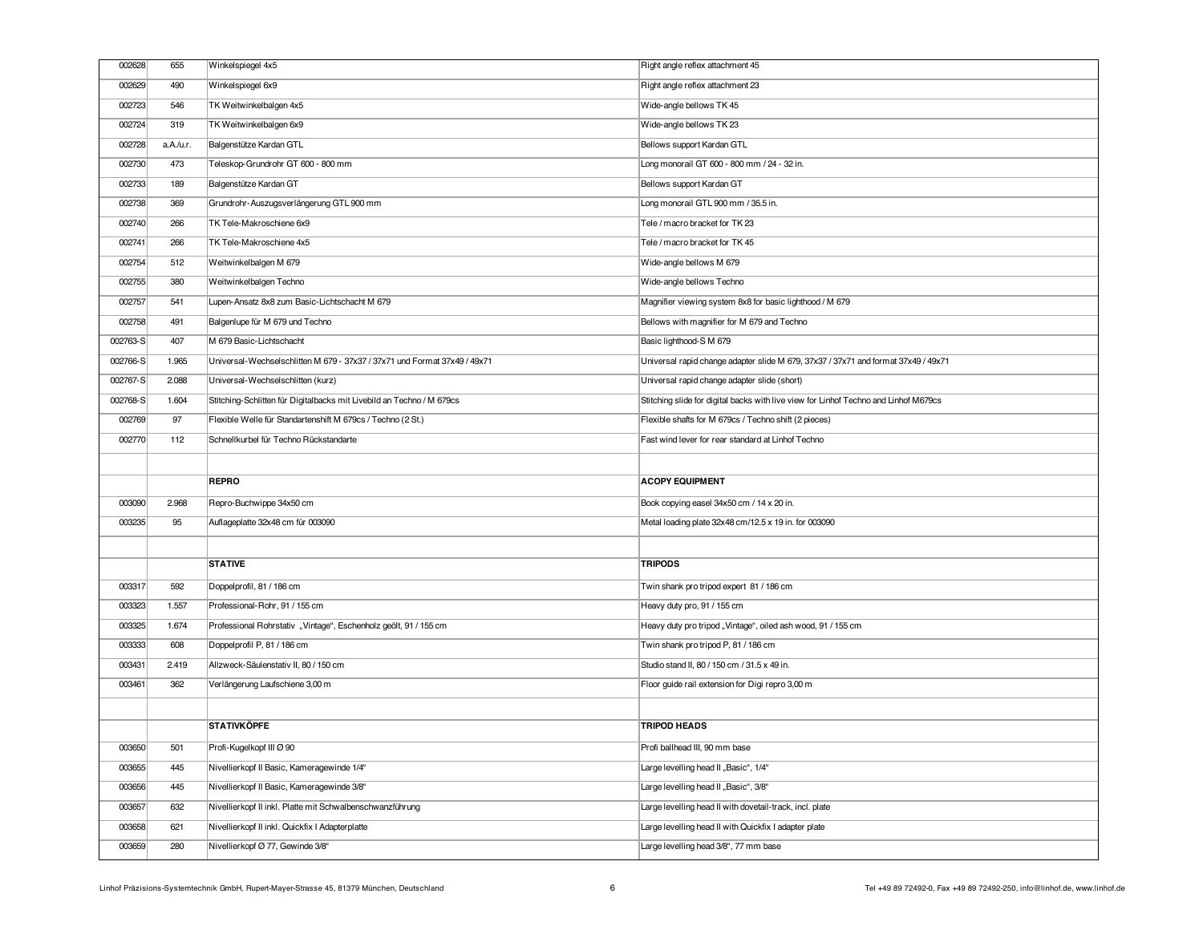| | | | |
|---|---|---|---|
| 002628 | 655 | Winkelspiegel 4x5 | Right angle reflex attachment 45 |
| 002629 | 490 | Winkelspiegel 6x9 | Right angle reflex attachment 23 |
| 002723 | 546 | TK Weitwinkelbalgen 4x5 | Wide-angle bellows TK 45 |
| 002724 | 319 | TK Weitwinkelbalgen 6x9 | Wide-angle bellows TK 23 |
| 002728 | a.A./u.r. | Balgenstütze Kardan GTL | Bellows support Kardan GTL |
| 002730 | 473 | Teleskop-Grundrohr GT 600 - 800 mm | Long monorail GT 600 - 800 mm / 24 - 32 in. |
| 002733 | 189 | Balgenstütze Kardan GT | Bellows support Kardan GT |
| 002738 | 369 | Grundrohr-Auszugsverlängerung GTL 900 mm | Long monorail GTL 900 mm / 35.5 in. |
| 002740 | 266 | TK Tele-Makroschiene 6x9 | Tele / macro bracket for TK 23 |
| 002741 | 266 | TK Tele-Makroschiene 4x5 | Tele / macro bracket for TK 45 |
| 002754 | 512 | Weitwinkelbalgen M 679 | Wide-angle bellows M 679 |
| 002755 | 380 | Weitwinkelbalgen Techno | Wide-angle bellows Techno |
| 002757 | 541 | Lupen-Ansatz 8x8 zum Basic-Lichtschacht M 679 | Magnifier viewing system 8x8 for basic lighthood / M 679 |
| 002758 | 491 | Balgenlupe für M 679 und Techno | Bellows with magnifier for M 679 and Techno |
| 002763-S | 407 | M 679 Basic-Lichtschacht | Basic lighthood-S M 679 |
| 002766-S | 1.965 | Universal-Wechselschlitten M 679 - 37x37 / 37x71 und Format 37x49 / 49x71 | Universal rapid change adapter slide M 679, 37x37 / 37x71 and format 37x49 / 49x71 |
| 002767-S | 2.088 | Universal-Wechselschlitten (kurz) | Universal rapid change adapter slide (short) |
| 002768-S | 1.604 | Stitching-Schlitten für Digitalbacks mit Livebild an Techno / M 679cs | Stitching slide for digital backs with live view for Linhof Techno and Linhof M679cs |
| 002769 | 97 | Flexible Welle für Standartenshift M 679cs / Techno (2 St.) | Flexible shafts for M 679cs / Techno shift (2 pieces) |
| 002770 | 112 | Schnellkurbel für Techno Rückstandarte | Fast wind lever for rear standard at Linhof Techno |
| | | | |
| | | **REPRO** | **ACOPY EQUIPMENT** |
| 003090 | 2.968 | Repro-Buchwippe 34x50 cm | Book copying easel 34x50 cm / 14 x 20 in. |
| 003235 | 95 | Auflageplatte 32x48 cm für 003090 | Metal loading plate 32x48 cm/12.5 x 19 in. for 003090 |
| | | | |
| | | **STATIVE** | **TRIPODS** |
| 003317 | 592 | Doppelprofil, 81 / 186 cm | Twin shank pro tripod expert 81 / 186 cm |
| 003323 | 1.557 | Professional-Rohr, 91 / 155 cm | Heavy duty pro, 91 / 155 cm |
| 003325 | 1.674 | Professional Rohrstativ „Vintage", Eschenholz geölt, 91 / 155 cm | Heavy duty pro tripod „Vintage", oiled ash wood, 91 / 155 cm |
| 003333 | 608 | Doppelprofil P, 81 / 186 cm | Twin shank pro tripod P, 81 / 186 cm |
| 003431 | 2.419 | Allzweck-Säulenstativ II, 80 / 150 cm | Studio stand II, 80 / 150 cm / 31.5 x 49 in. |
| 003461 | 362 | Verlängerung Laufschiene 3,00 m | Floor guide rail extension for Digi repro 3,00 m |
| | | | |
| | | **STATIVKÖPFE** | **TRIPOD HEADS** |
| 003650 | 501 | Profi-Kugelkopf III Ø 90 | Profi ballhead III, 90 mm base |
| 003655 | 445 | Nivellierkopf II Basic, Kameragewinde 1/4" | Large levelling head II „Basic", 1/4" |
| 003656 | 445 | Nivellierkopf II Basic, Kameragewinde 3/8" | Large levelling head II „Basic", 3/8" |
| 003657 | 632 | Nivellierkopf II inkl. Platte mit Schwalbenschwanzführung | Large levelling head II with dovetail-track, incl. plate |
| 003658 | 621 | Nivellierkopf II inkl. Quickfix I Adapterplatte | Large levelling head II with Quickfix I adapter plate |
| 003659 | 280 | Nivellierkopf Ø 77, Gewinde 3/8" | Large levelling head 3/8", 77 mm base |

Linhof Präzisions-Systemtechnik GmbH, Rupert-Mayer-Strasse 45, 81379 München, Deutschland — Tel +49 89 72492-0, Fax +49 89 72492-250, info@linhof.de, www.linhof.de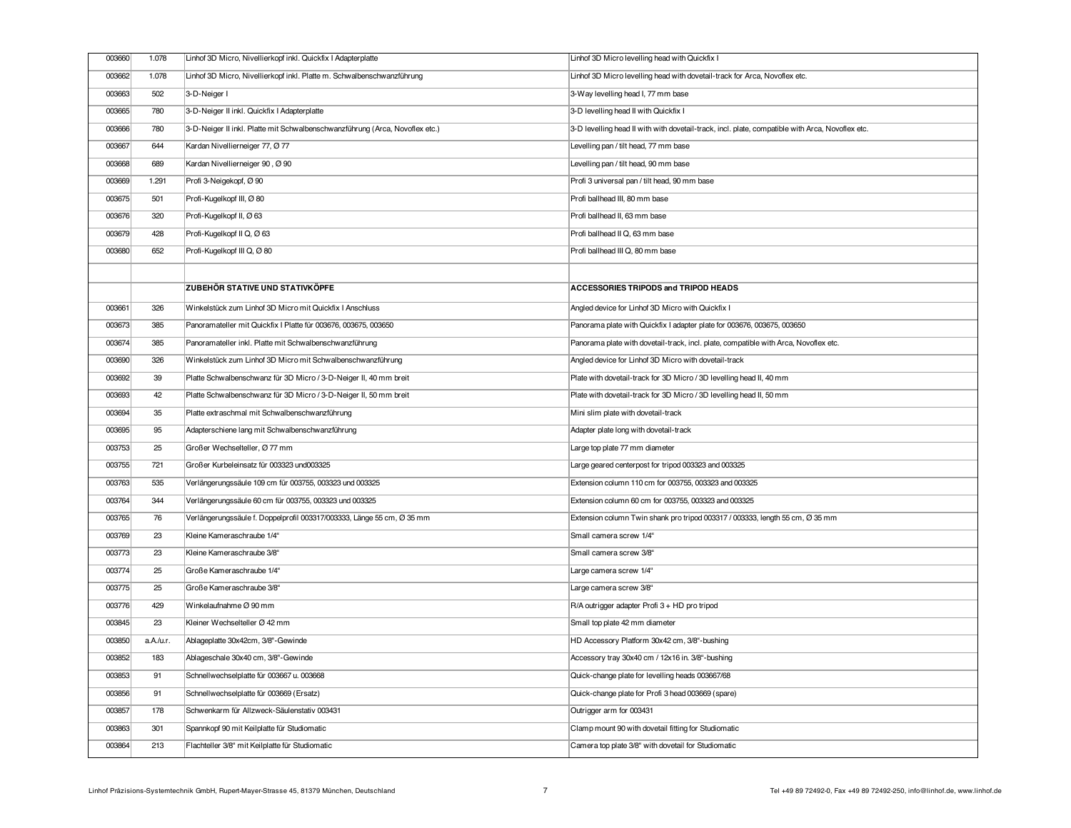| | | | |
|---|---|---|---|
| 003660 | 1.078 | Linhof 3D Micro, Nivellierkopf inkl. Quickfix I Adapterplatte | Linhof 3D Micro levelling head with Quickfix I |
| 003662 | 1.078 | Linhof 3D Micro, Nivellierkopf inkl. Platte m. Schwalbenschwanzführung | Linhof 3D Micro levelling head with dovetail-track for Arca, Novoflex etc. |
| 003663 | 502 | 3-D-Neiger I | 3-Way levelling head I, 77 mm base |
| 003665 | 780 | 3-D-Neiger II inkl. Quickfix I Adapterplatte | 3-D levelling head II with Quickfix I |
| 003666 | 780 | 3-D-Neiger II inkl. Platte mit Schwalbenschwanzführung (Arca, Novoflex etc.) | 3-D levelling head II with with dovetail-track, incl. plate, compatible with Arca, Novoflex etc. |
| 003667 | 644 | Kardan Nivellierneiger 77, Ø 77 | Levelling pan / tilt head, 77 mm base |
| 003668 | 689 | Kardan Nivellierneiger 90 , Ø 90 | Levelling pan / tilt head, 90 mm base |
| 003669 | 1.291 | Profi 3-Neigekopf, Ø 90 | Profi 3 universal pan / tilt head, 90 mm base |
| 003675 | 501 | Profi-Kugelkopf III, Ø 80 | Profi ballhead III, 80 mm base |
| 003676 | 320 | Profi-Kugelkopf II, Ø 63 | Profi ballhead II, 63 mm base |
| 003679 | 428 | Profi-Kugelkopf II Q, Ø 63 | Profi ballhead II Q, 63 mm base |
| 003680 | 652 | Profi-Kugelkopf III Q, Ø 80 | Profi ballhead III Q, 80 mm base |
| | | | |
| | | **ZUBEHÖR STATIVE UND STATIVKÖPFE** | **ACCESSORIES TRIPODS and TRIPOD HEADS** |
| 003661 | 326 | Winkelstück zum Linhof 3D Micro mit Quickfix I Anschluss | Angled device for Linhof 3D Micro with Quickfix I |
| 003673 | 385 | Panoramateller mit Quickfix I Platte für 003676, 003675, 003650 | Panorama plate with Quickfix I adapter plate for 003676, 003675, 003650 |
| 003674 | 385 | Panoramateller inkl. Platte mit Schwalbenschwanzführung | Panorama plate with dovetail-track, incl. plate, compatible with Arca, Novoflex etc. |
| 003690 | 326 | Winkelstück zum Linhof 3D Micro mit Schwalbenschwanzführung | Angled device for Linhof 3D Micro with dovetail-track |
| 003692 | 39 | Platte Schwalbenschwanz für 3D Micro / 3-D-Neiger II, 40 mm breit | Plate with dovetail-track for 3D Micro / 3D levelling head II, 40 mm |
| 003693 | 42 | Platte Schwalbenschwanz für 3D Micro / 3-D-Neiger II, 50 mm breit | Plate with dovetail-track for 3D Micro / 3D levelling head II, 50 mm |
| 003694 | 35 | Platte extraschmal mit Schwalbenschwanzführung | Mini slim plate with dovetail-track |
| 003695 | 95 | Adapterschiene lang mit Schwalbenschwanzführung | Adapter plate long with dovetail-track |
| 003753 | 25 | Großer Wechselteller, Ø 77 mm | Large top plate 77 mm diameter |
| 003755 | 721 | Großer Kurbeleinsatz für 003323 und003325 | Large geared centerpost for tripod 003323 and 003325 |
| 003763 | 535 | Verlängerungssäule 109 cm für 003755, 003323 und 003325 | Extension column 110 cm for 003755, 003323 and 003325 |
| 003764 | 344 | Verlängerungssäule 60 cm für 003755, 003323 und 003325 | Extension column 60 cm for 003755, 003323 and 003325 |
| 003765 | 76 | Verlängerungssäule f. Doppelprofil 003317/003333, Länge 55 cm, Ø 35 mm | Extension column Twin shank pro tripod 003317 / 003333, length 55 cm, Ø 35 mm |
| 003769 | 23 | Kleine Kameraschraube 1/4" | Small camera screw 1/4" |
| 003773 | 23 | Kleine Kameraschraube 3/8" | Small camera screw 3/8" |
| 003774 | 25 | Große Kameraschraube 1/4" | Large camera screw 1/4" |
| 003775 | 25 | Große Kameraschraube 3/8" | Large camera screw 3/8" |
| 003776 | 429 | Winkelaufnahme Ø 90 mm | R/A outrigger adapter Profi 3 + HD pro tripod |
| 003845 | 23 | Kleiner Wechselteller Ø 42 mm | Small top plate 42 mm diameter |
| 003850 | a.A./u.r. | Ablageplatte 30x42cm, 3/8"-Gewinde | HD Accessory Platform 30x42 cm, 3/8"-bushing |
| 003852 | 183 | Ablageschale 30x40 cm, 3/8"-Gewinde | Accessory tray 30x40 cm / 12x16 in. 3/8"-bushing |
| 003853 | 91 | Schnellwechselplatte für 003667 u. 003668 | Quick-change plate for levelling heads 003667/68 |
| 003856 | 91 | Schnellwechselplatte für 003669 (Ersatz) | Quick-change plate for Profi 3 head 003669 (spare) |
| 003857 | 178 | Schwenkarm für Allzweck-Säulenstativ 003431 | Outrigger arm for 003431 |
| 003863 | 301 | Spannkopf 90 mit Keilplatte für Studiomatic | Clamp mount 90 with dovetail fitting for Studiomatic |
| 003864 | 213 | Flachteller 3/8" mit Keilplatte für Studiomatic | Camera top plate 3/8" with dovetail for Studiomatic |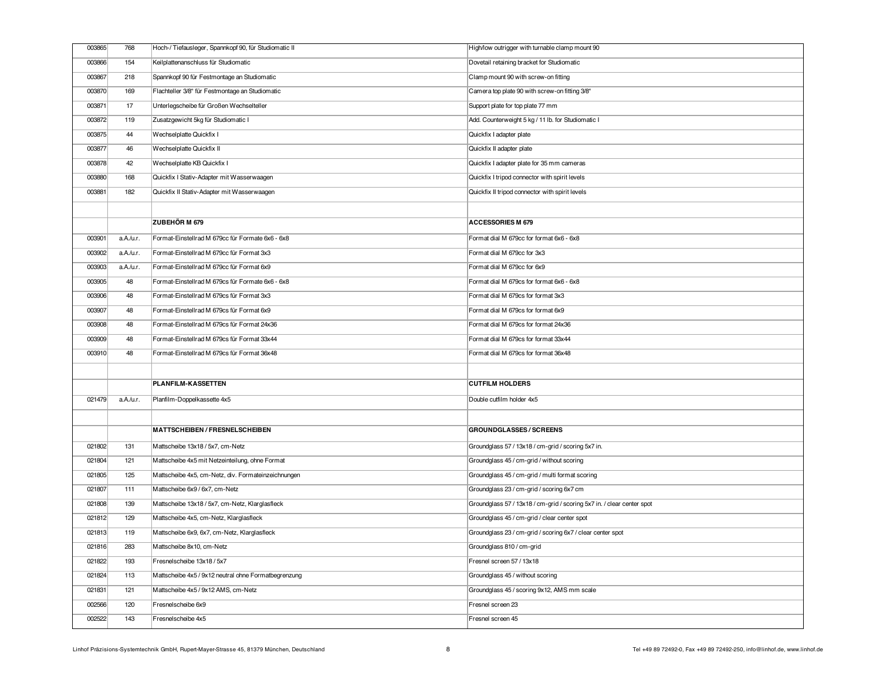| | | | |
|---|---|---|---|
| 003865 | 768 | Hoch-/ Tiefausleger, Spannkopf 90, für Studiomatic II | High/low outrigger with turnable clamp mount 90 |
| 003866 | 154 | Keilplattenanschluss für Studiomatic | Dovetail retaining bracket for Studiomatic |
| 003867 | 218 | Spannkopf 90 für Festmontage an Studiomatic | Clamp mount 90 with screw-on fitting |
| 003870 | 169 | Flachteller 3/8" für Festmontage an Studiomatic | Camera top plate 90 with screw-on fitting 3/8" |
| 003871 | 17 | Unterlegscheibe für Großen Wechselteller | Support plate for top plate 77 mm |
| 003872 | 119 | Zusatzgewicht 5kg für Studiomatic I | Add. Counterweight 5 kg / 11 lb. for Studiomatic I |
| 003875 | 44 | Wechselplatte Quickfix I | Quickfix I adapter plate |
| 003877 | 46 | Wechselplatte Quickfix II | Quickfix II adapter plate |
| 003878 | 42 | Wechselplatte KB Quickfix I | Quickfix I adapter plate for 35 mm cameras |
| 003880 | 168 | Quickfix I Stativ-Adapter mit Wasserwaagen | Quickfix I tripod connector with spirit levels |
| 003881 | 182 | Quickfix II Stativ-Adapter mit Wasserwaagen | Quickfix II tripod connector with spirit levels |
| | | | |
| | | **ZUBEHÖR M 679** | **ACCESSORIES M 679** |
| 003901 | a.A./u.r. | Format-Einstellrad M 679cc für Formate 6x6 - 6x8 | Format dial M 679cc for format 6x6 - 6x8 |
| 003902 | a.A./u.r. | Format-Einstellrad M 679cc für Format 3x3 | Format dial M 679cc for 3x3 |
| 003903 | a.A./u.r. | Format-Einstellrad M 679cc für Format 6x9 | Format dial M 679cc for 6x9 |
| 003905 | 48 | Format-Einstellrad M 679cs für Formate 6x6 - 6x8 | Format dial M 679cs for format 6x6 - 6x8 |
| 003906 | 48 | Format-Einstellrad M 679cs für Format 3x3 | Format dial M 679cs for format 3x3 |
| 003907 | 48 | Format-Einstellrad M 679cs für Format 6x9 | Format dial M 679cs for format 6x9 |
| 003908 | 48 | Format-Einstellrad M 679cs für Format 24x36 | Format dial M 679cs for format 24x36 |
| 003909 | 48 | Format-Einstellrad M 679cs für Format 33x44 | Format dial M 679cs for format 33x44 |
| 003910 | 48 | Format-Einstellrad M 679cs für Format 36x48 | Format dial M 679cs for format 36x48 |
| | | | |
| | | **PLANFILM-KASSETTEN** | **CUTFILM HOLDERS** |
| 021479 | a.A./u.r. | Planfilm-Doppelkassette 4x5 | Double cutfilm holder 4x5 |
| | | | |
| | | **MATTSCHEIBEN / FRESNELSCHEIBEN** | **GROUNDGLASSES / SCREENS** |
| 021802 | 131 | Mattscheibe 13x18 / 5x7, cm-Netz | Groundglass 57 / 13x18 / cm-grid / scoring 5x7 in. |
| 021804 | 121 | Mattscheibe 4x5 mit Netzeinteilung, ohne Format | Groundglass 45 / cm-grid / without scoring |
| 021805 | 125 | Mattscheibe 4x5, cm-Netz, div. Formateinzeichnungen | Groundglass 45 / cm-grid / multi format scoring |
| 021807 | 111 | Mattscheibe 6x9 / 6x7, cm-Netz | Groundglass 23 / cm-grid / scoring 6x7 cm |
| 021808 | 139 | Mattscheibe 13x18 / 5x7, cm-Netz, Klarglasfleck | Groundglass 57 / 13x18 / cm-grid / scoring 5x7 in. / clear center spot |
| 021812 | 129 | Mattscheibe 4x5, cm-Netz, Klarglasfleck | Groundglass 45 / cm-grid / clear center spot |
| 021813 | 119 | Mattscheibe 6x9, 6x7, cm-Netz, Klarglasfleck | Groundglass 23 / cm-grid / scoring 6x7 / clear center spot |
| 021816 | 283 | Mattscheibe 8x10, cm-Netz | Groundglass 810 / cm-grid |
| 021822 | 193 | Fresnelscheibe 13x18 / 5x7 | Fresnel screen 57 / 13x18 |
| 021824 | 113 | Mattscheibe 4x5 / 9x12 neutral ohne Formatbegrenzung | Groundglass 45 / without scoring |
| 021831 | 121 | Mattscheibe 4x5 / 9x12 AMS, cm-Netz | Groundglass 45 / scoring 9x12, AMS mm scale |
| 002566 | 120 | Fresnelscheibe 6x9 | Fresnel screen 23 |
| 002522 | 143 | Fresnelscheibe 4x5 | Fresnel screen 45 |

Linhof Präzisions-Systemtechnik GmbH, Rupert-Mayer-Strasse 45, 81379 München, Deutschland

Tel +49 89 72492-0, Fax +49 89 72492-250, info@linhof.de, www.linhof.de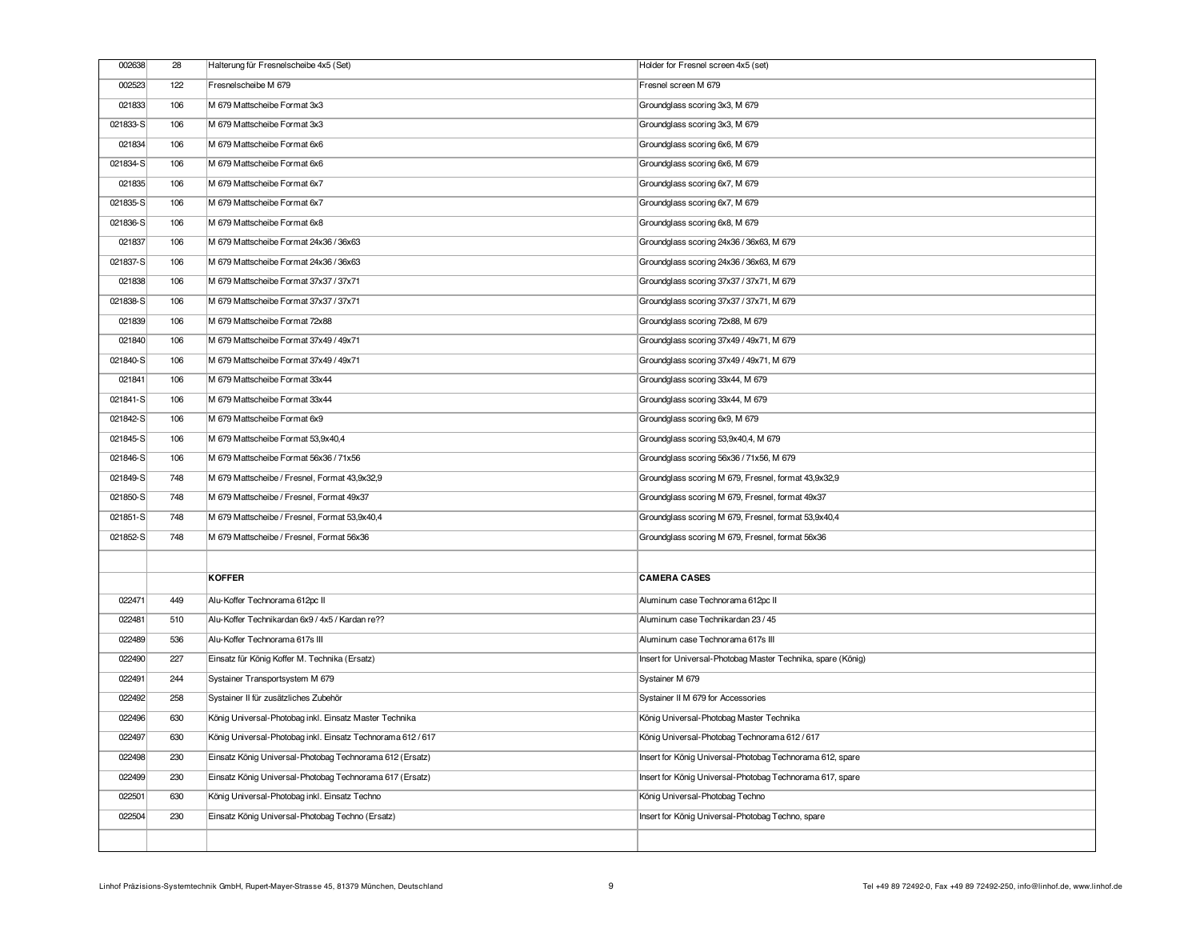| | | | |
|---|---|---|---|
| 002638 | 28 | Halterung für Fresnelscheibe 4x5 (Set) | Holder for Fresnel screen 4x5 (set) |
| 002523 | 122 | Fresnelscheibe M 679 | Fresnel screen M 679 |
| 021833 | 106 | M 679 Mattscheibe Format 3x3 | Groundglass scoring 3x3, M 679 |
| 021833-S | 106 | M 679 Mattscheibe Format 3x3 | Groundglass scoring 3x3, M 679 |
| 021834 | 106 | M 679 Mattscheibe Format 6x6 | Groundglass scoring 6x6, M 679 |
| 021834-S | 106 | M 679 Mattscheibe Format 6x6 | Groundglass scoring 6x6, M 679 |
| 021835 | 106 | M 679 Mattscheibe Format 6x7 | Groundglass scoring 6x7, M 679 |
| 021835-S | 106 | M 679 Mattscheibe Format 6x7 | Groundglass scoring 6x7, M 679 |
| 021836-S | 106 | M 679 Mattscheibe Format 6x8 | Groundglass scoring 6x8, M 679 |
| 021837 | 106 | M 679 Mattscheibe Format 24x36 / 36x63 | Groundglass scoring 24x36 / 36x63, M 679 |
| 021837-S | 106 | M 679 Mattscheibe Format 24x36 / 36x63 | Groundglass scoring 24x36 / 36x63, M 679 |
| 021838 | 106 | M 679 Mattscheibe Format 37x37 / 37x71 | Groundglass scoring 37x37 / 37x71, M 679 |
| 021838-S | 106 | M 679 Mattscheibe Format 37x37 / 37x71 | Groundglass scoring 37x37 / 37x71, M 679 |
| 021839 | 106 | M 679 Mattscheibe Format 72x88 | Groundglass scoring 72x88, M 679 |
| 021840 | 106 | M 679 Mattscheibe Format 37x49 / 49x71 | Groundglass scoring 37x49 / 49x71, M 679 |
| 021840-S | 106 | M 679 Mattscheibe Format 37x49 / 49x71 | Groundglass scoring 37x49 / 49x71, M 679 |
| 021841 | 106 | M 679 Mattscheibe Format 33x44 | Groundglass scoring 33x44, M 679 |
| 021841-S | 106 | M 679 Mattscheibe Format 33x44 | Groundglass scoring 33x44, M 679 |
| 021842-S | 106 | M 679 Mattscheibe Format 6x9 | Groundglass scoring 6x9, M 679 |
| 021845-S | 106 | M 679 Mattscheibe Format 53,9x40,4 | Groundglass scoring 53,9x40,4, M 679 |
| 021846-S | 106 | M 679 Mattscheibe Format 56x36 / 71x56 | Groundglass scoring 56x36 / 71x56, M 679 |
| 021849-S | 748 | M 679 Mattscheibe / Fresnel, Format 43,9x32,9 | Groundglass scoring M 679, Fresnel, format 43,9x32,9 |
| 021850-S | 748 | M 679 Mattscheibe / Fresnel, Format 49x37 | Groundglass scoring M 679, Fresnel, format 49x37 |
| 021851-S | 748 | M 679 Mattscheibe / Fresnel, Format 53,9x40,4 | Groundglass scoring M 679, Fresnel, format 53,9x40,4 |
| 021852-S | 748 | M 679 Mattscheibe / Fresnel, Format 56x36 | Groundglass scoring M 679, Fresnel, format 56x36 |
| | | | |
| | | **KOFFER** | **CAMERA CASES** |
| 022471 | 449 | Alu-Koffer Technorama 612pc II | Aluminum case Technorama 612pc II |
| 022481 | 510 | Alu-Koffer Technikardan 6x9 / 4x5 / Kardan re?? | Aluminum case Technikardan 23 / 45 |
| 022489 | 536 | Alu-Koffer Technorama 617s III | Aluminum case Technorama 617s III |
| 022490 | 227 | Einsatz für König Koffer M. Technika (Ersatz) | Insert for Universal-Photobag Master Technika, spare (König) |
| 022491 | 244 | Systainer Transportsystem M 679 | Systainer M 679 |
| 022492 | 258 | Systainer II für zusätzliches Zubehör | Systainer II M 679 for Accessories |
| 022496 | 630 | König Universal-Photobag inkl. Einsatz Master Technika | König Universal-Photobag Master Technika |
| 022497 | 630 | König Universal-Photobag inkl. Einsatz Technorama 612 / 617 | König Universal-Photobag Technorama 612 / 617 |
| 022498 | 230 | Einsatz König Universal-Photobag Technorama 612 (Ersatz) | Insert for König Universal-Photobag Technorama 612, spare |
| 022499 | 230 | Einsatz König Universal-Photobag Technorama 617 (Ersatz) | Insert for König Universal-Photobag Technorama 617, spare |
| 022501 | 630 | König Universal-Photobag inkl. Einsatz Techno | König Universal-Photobag Techno |
| 022504 | 230 | Einsatz König Universal-Photobag Techno (Ersatz) | Insert for König Universal-Photobag Techno, spare |
| | | | |

Linhof Präzisions-Systemtechnik GmbH, Rupert-Mayer-Strasse 45, 81379 München, Deutschland

Tel +49 89 72492-0, Fax +49 89 72492-250, info@linhof.de, www.linhof.de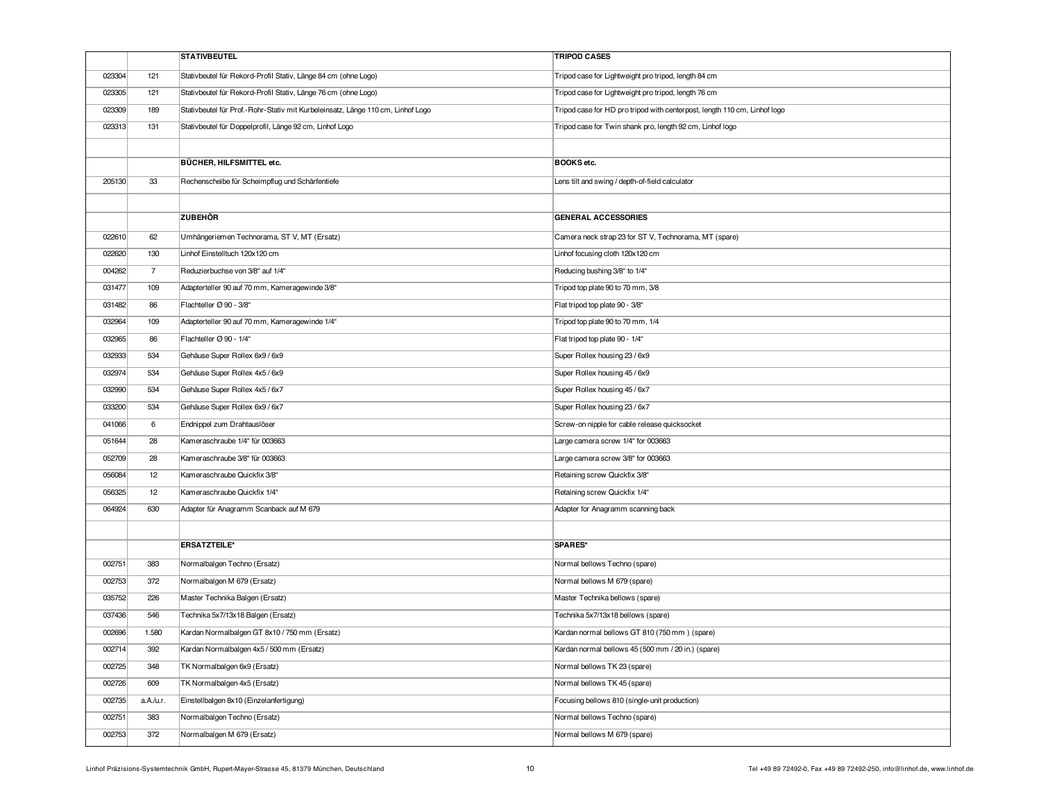| | | STATIVBEUTEL | TRIPOD CASES |
|---|---|---|---|
| 023304 | 121 | Stativbeutel für Rekord-Profil Stativ, Länge 84 cm (ohne Logo) | Tripod case for Lightweight pro tripod, length 84 cm |
| 023305 | 121 | Stativbeutel für Rekord-Profil Stativ, Länge 76 cm (ohne Logo) | Tripod case for Lightweight pro tripod, length 76 cm |
| 023309 | 189 | Stativbeutel für Prof.-Rohr-Stativ mit Kurbeleinsatz, Länge 110 cm, Linhof Logo | Tripod case for HD pro tripod with centerpost, length 110 cm, Linhof logo |
| 023313 | 131 | Stativbeutel für Doppelprofil, Länge 92 cm, Linhof Logo | Tripod case for Twin shank pro, length 92 cm, Linhof logo |
| | | | |
| | | **BÜCHER, HILFSMITTEL etc.** | **BOOKS etc.** |
| 205130 | 33 | Rechenscheibe für Scheimpflug und Schärfentiefe | Lens tilt and swing / depth-of-field calculator |
| | | | |
| | | **ZUBEHÖR** | **GENERAL ACCESSORIES** |
| 022610 | 62 | Umhängeriemen Technorama, ST V, MT (Ersatz) | Camera neck strap 23 for ST V, Technorama, MT (spare) |
| 022620 | 130 | Linhof Einstelltuch 120x120 cm | Linhof focusing cloth 120x120 cm |
| 004262 | 7 | Reduzierbuchse von 3/8" auf 1/4" | Reducing bushing 3/8" to 1/4" |
| 031477 | 109 | Adapterteller 90 auf 70 mm, Kameragewinde 3/8" | Tripod top plate 90 to 70 mm, 3/8 |
| 031482 | 86 | Flachteller Ø 90 - 3/8" | Flat tripod top plate 90 - 3/8" |
| 032964 | 109 | Adapterteller 90 auf 70 mm, Kameragewinde 1/4" | Tripod top plate 90 to 70 mm, 1/4 |
| 032965 | 86 | Flachteller Ø 90 - 1/4" | Flat tripod top plate 90 - 1/4" |
| 032933 | 534 | Gehäuse Super Rollex 6x9 / 6x9 | Super Rollex housing 23 / 6x9 |
| 032974 | 534 | Gehäuse Super Rollex 4x5 / 6x9 | Super Rollex housing 45 / 6x9 |
| 032990 | 534 | Gehäuse Super Rollex 4x5 / 6x7 | Super Rollex housing 45 / 6x7 |
| 033200 | 534 | Gehäuse Super Rollex 6x9 / 6x7 | Super Rollex housing 23 / 6x7 |
| 041066 | 6 | Endnippel zum Drahtauslöser | Screw-on nipple for cable release quicksocket |
| 051644 | 28 | Kameraschraube 1/4" für 003663 | Large camera screw 1/4" for 003663 |
| 052709 | 28 | Kameraschraube 3/8" für 003663 | Large camera screw 3/8" for 003663 |
| 056084 | 12 | Kameraschraube Quickfix 3/8" | Retaining screw Quickfix 3/8" |
| 056325 | 12 | Kameraschraube Quickfix 1/4" | Retaining screw Quickfix 1/4" |
| 064924 | 630 | Adapter für Anagramm Scanback auf M 679 | Adapter for Anagramm scanning back |
| | | | |
| | | **ERSATZTEILE*** | **SPARES*** |
| 002751 | 383 | Normalbalgen Techno (Ersatz) | Normal bellows Techno (spare) |
| 002753 | 372 | Normalbalgen M 679 (Ersatz) | Normal bellows M 679 (spare) |
| 035752 | 226 | Master Technika Balgen (Ersatz) | Master Technika bellows (spare) |
| 037436 | 546 | Technika 5x7/13x18 Balgen (Ersatz) | Technika 5x7/13x18 bellows (spare) |
| 002696 | 1.580 | Kardan Normalbalgen GT 8x10 / 750 mm (Ersatz) | Kardan normal bellows GT 810 (750 mm ) (spare) |
| 002714 | 392 | Kardan Normalbalgen 4x5 / 500 mm (Ersatz) | Kardan normal bellows 45 (500 mm / 20 in.) (spare) |
| 002725 | 348 | TK Normalbalgen 6x9 (Ersatz) | Normal bellows TK 23 (spare) |
| 002726 | 609 | TK Normalbalgen 4x5 (Ersatz) | Normal bellows TK 45 (spare) |
| 002735 | a.A./u.r. | Einstellbalgen 8x10 (Einzelanfertigung) | Focusing bellows 810 (single-unit production) |
| 002751 | 383 | Normalbalgen Techno (Ersatz) | Normal bellows Techno (spare) |
| 002753 | 372 | Normalbalgen M 679 (Ersatz) | Normal bellows M 679 (spare) |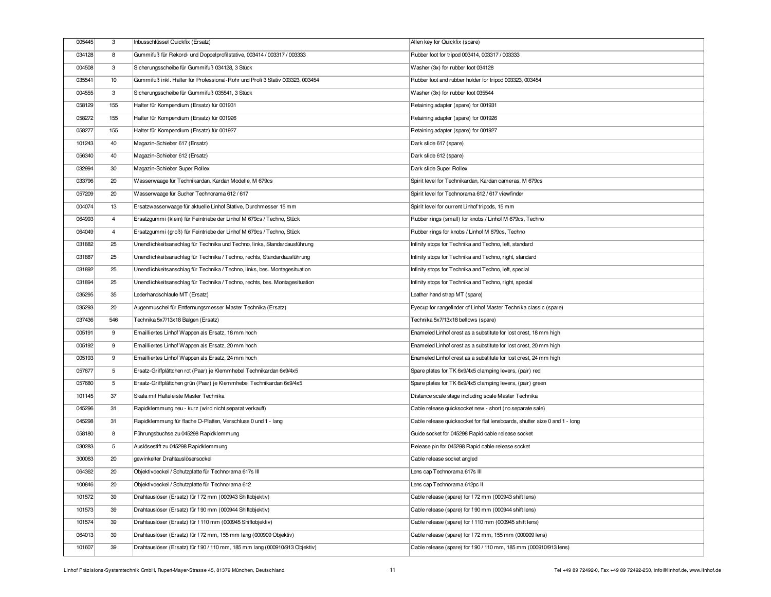| | | | |
|---|---|---|---|
| 005445 | 3 | Inbusschlüssel Quickfix (Ersatz) | Allen key for Quickfix (spare) |
| 034128 | 8 | Gummifuß für Rekord- und Doppelprofilstative, 003414 / 003317 / 003333 | Rubber foot for tripod 003414, 003317 / 003333 |
| 004508 | 3 | Sicherungsscheibe für Gummifuß 034128, 3 Stück | Washer (3x) for rubber foot 034128 |
| 035541 | 10 | Gummifuß inkl. Halter für Professional-Rohr und Profi 3 Stativ 003323, 003454 | Rubber foot and rubber holder for tripod 003323, 003454 |
| 004555 | 3 | Sicherungsscheibe für Gummifuß 035541, 3 Stück | Washer (3x) for rubber foot 035544 |
| 058129 | 155 | Halter für Kompendium (Ersatz) für 001931 | Retaining adapter (spare) for 001931 |
| 058272 | 155 | Halter für Kompendium (Ersatz) für 001926 | Retaining adapter (spare) for 001926 |
| 058277 | 155 | Halter für Kompendium (Ersatz) für 001927 | Retaining adapter (spare) for 001927 |
| 101243 | 40 | Magazin-Schieber 617 (Ersatz) | Dark slide 617 (spare) |
| 056340 | 40 | Magazin-Schieber 612 (Ersatz) | Dark slide 612 (spare) |
| 032994 | 30 | Magazin-Schieber Super Rollex | Dark slide Super Rollex |
| 033796 | 20 | Wasserwaage für Technikardan, Kardan Modelle, M 679cs | Spirit level for Technikardan, Kardan cameras, M 679cs |
| 057209 | 20 | Wasserwaage für Sucher Technorama 612 / 617 | Spirit level for Technorama 612 / 617 viewfinder |
| 004074 | 13 | Ersatzwasserwaage für aktuelle Linhof Stative, Durchmesser 15 mm | Spirit level for current Linhof tripods, 15 mm |
| 064993 | 4 | Ersatzgummi (klein) für Feintriebe der Linhof M 679cs / Techno, Stück | Rubber rings (small) for knobs / Linhof M 679cs, Techno |
| 064049 | 4 | Ersatzgummi (groß) für Feintriebe der Linhof M 679cs / Techno, Stück | Rubber rings for knobs / Linhof M 679cs, Techno |
| 031882 | 25 | Unendlichkeitsanschlag für Technika und Techno, links, Standardausführung | Infinity stops for Technika and Techno, left, standard |
| 031887 | 25 | Unendlichkeitsanschlag für Technika / Techno, rechts, Standardausführung | Infinity stops for Technika and Techno, right, standard |
| 031892 | 25 | Unendlichkeitsanschlag für Technika / Techno, links, bes. Montagesituation | Infinity stops for Technika and Techno, left, special |
| 031894 | 25 | Unendlichkeitsanschlag für Technika / Techno, rechts, bes. Montagesituation | Infinity stops for Technika and Techno, right, special |
| 035295 | 35 | Lederhandschlaufe MT (Ersatz) | Leather hand strap MT (spare) |
| 035293 | 20 | Augenmuschel für Entfernungsmesser Master Technika (Ersatz) | Eyecup for rangefinder of Linhof Master Technika classic (spare) |
| 037436 | 546 | Technika 5x7/13x18 Balgen (Ersatz) | Technika 5x7/13x18 bellows (spare) |
| 005191 | 9 | Emailliertes Linhof Wappen als Ersatz, 18 mm hoch | Enameled Linhof crest as a substitute for lost crest, 18 mm high |
| 005192 | 9 | Emailliertes Linhof Wappen als Ersatz, 20 mm hoch | Enameled Linhof crest as a substitute for lost crest, 20 mm high |
| 005193 | 9 | Emailliertes Linhof Wappen als Ersatz, 24 mm hoch | Enameled Linhof crest as a substitute for lost crest, 24 mm high |
| 057677 | 5 | Ersatz-Griffplättchen rot (Paar) je Klemmhebel Technikardan 6x9/4x5 | Spare plates for TK 6x9/4x5 clamping levers, (pair) red |
| 057680 | 5 | Ersatz-Griffplättchen grün (Paar) je Klemmhebel Technikardan 6x9/4x5 | Spare plates for TK 6x9/4x5 clamping levers, (pair) green |
| 101145 | 37 | Skala mit Halteleiste Master Technika | Distance scale stage including scale Master Technika |
| 045296 | 31 | Rapidklemmung neu - kurz (wird nicht separat verkauft) | Cable release quicksocket new - short (no separate sale) |
| 045298 | 31 | Rapidklemmung für flache O-Platten, Verschluss 0 und 1 - lang | Cable release quicksocket for flat lensboards, shutter size 0 and 1 - long |
| 058180 | 8 | Führungsbuchse zu 045298 Rapidklemmung | Guide socket for 045298 Rapid cable release socket |
| 030283 | 5 | Auslösestift zu 045298 Rapidklemmung | Release pin for 045298 Rapid cable release socket |
| 300063 | 20 | gewinkelter Drahtauslösersockel | Cable release socket angled |
| 064362 | 20 | Objektivdeckel / Schutzplatte für Technorama 617s III | Lens cap Technorama 617s III |
| 100846 | 20 | Objektivdeckel / Schutzplatte für Technorama 612 | Lens cap Technorama 612pc II |
| 101572 | 39 | Drahtauslöser (Ersatz) für f 72 mm (000943 Shiftobjektiv) | Cable release (spare) for f 72 mm (000943 shift lens) |
| 101573 | 39 | Drahtauslöser (Ersatz) für f 90 mm (000944 Shiftobjektiv) | Cable release (spare) for f 90 mm (000944 shift lens) |
| 101574 | 39 | Drahtauslöser (Ersatz) für f 110 mm (000945 Shiftobjektiv) | Cable release (spare) for f 110 mm (000945 shift lens) |
| 064013 | 39 | Drahtauslöser (Ersatz) für f 72 mm, 155 mm lang (000909 Objektiv) | Cable release (spare) for f 72 mm, 155 mm (000909 lens) |
| 101607 | 39 | Drahtauslöser (Ersatz) für f 90 / 110 mm, 185 mm lang (000910/913 Objektiv) | Cable release (spare) for f 90 / 110 mm, 185 mm (000910/913 lens) |

Linhof Präzisions-Systemtechnik GmbH, Rupert-Mayer-Strasse 45, 81379 München, Deutschland

Tel +49 89 72492-0, Fax +49 89 72492-250, info@linhof.de, www.linhof.de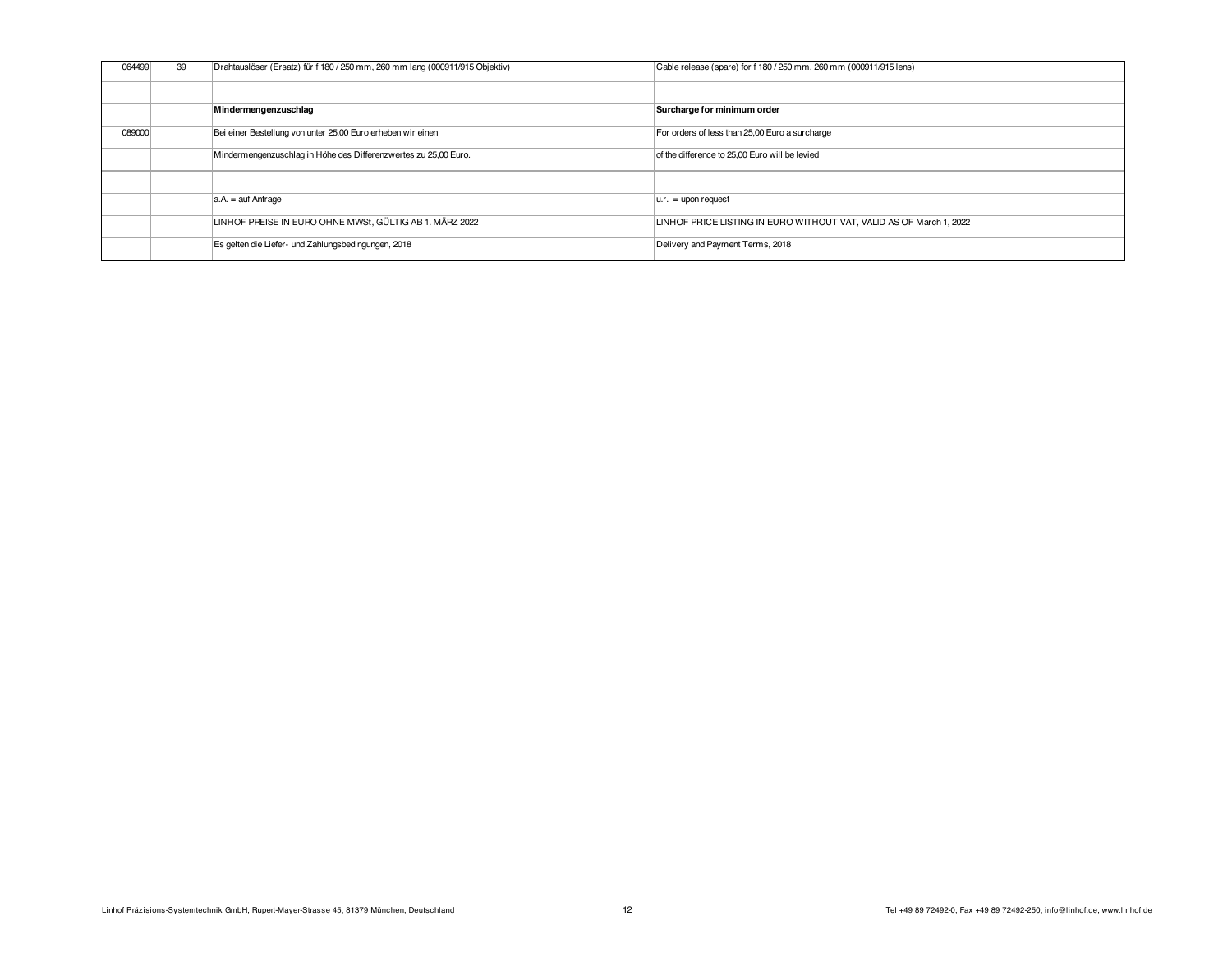| | | | |
|---|---|---|---|
| 064499 | 39 | Drahtauslöser (Ersatz) für f 180 / 250 mm, 260 mm lang (000911/915 Objektiv) | Cable release (spare) for f 180 / 250 mm, 260 mm (000911/915 lens) |
| | | | |
| | | **Mindermengenzuschlag** | **Surcharge for minimum order** |
| 089000 | | Bei einer Bestellung von unter 25,00 Euro erheben wir einen | For orders of less than 25,00 Euro a surcharge |
| | | Mindermengenzuschlag in Höhe des Differenzwertes zu 25,00 Euro. | of the difference to 25,00 Euro will be levied |
| | | | |
| | | a.A. = auf Anfrage | u.r. = upon request |
| | | LINHOF PREISE IN EURO OHNE MWSt, GÜLTIG AB 1. MÄRZ 2022 | LINHOF PRICE LISTING IN EURO WITHOUT VAT, VALID AS OF March 1, 2022 |
| | | Es gelten die Liefer- und Zahlungsbedingungen, 2018 | Delivery and Payment Terms, 2018 |

Linhof Präzisions-Systemtechnik GmbH, Rupert-Mayer-Strasse 45, 81379 München, Deutschland

Tel +49 89 72492-0, Fax +49 89 72492-250, info@linhof.de, www.linhof.de